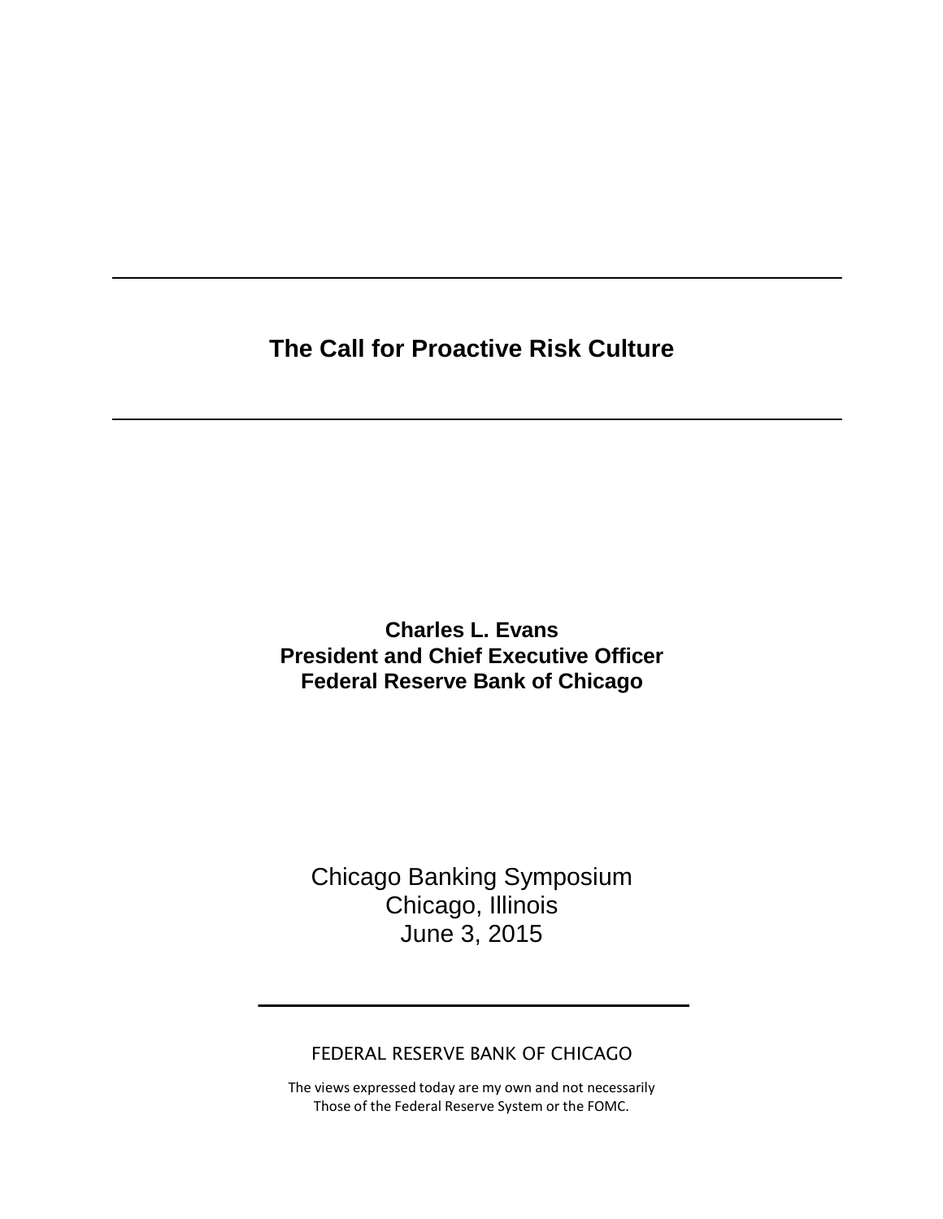# The Call for Proactive Risk Culture

**Charles L. Evans**
**President and Chief Executive Officer**
**Federal Reserve Bank of Chicago**

Chicago Banking Symposium
Chicago, Illinois
June 3, 2015

FEDERAL RESERVE BANK OF CHICAGO

The views expressed today are my own and not necessarily
Those of the Federal Reserve System or the FOMC.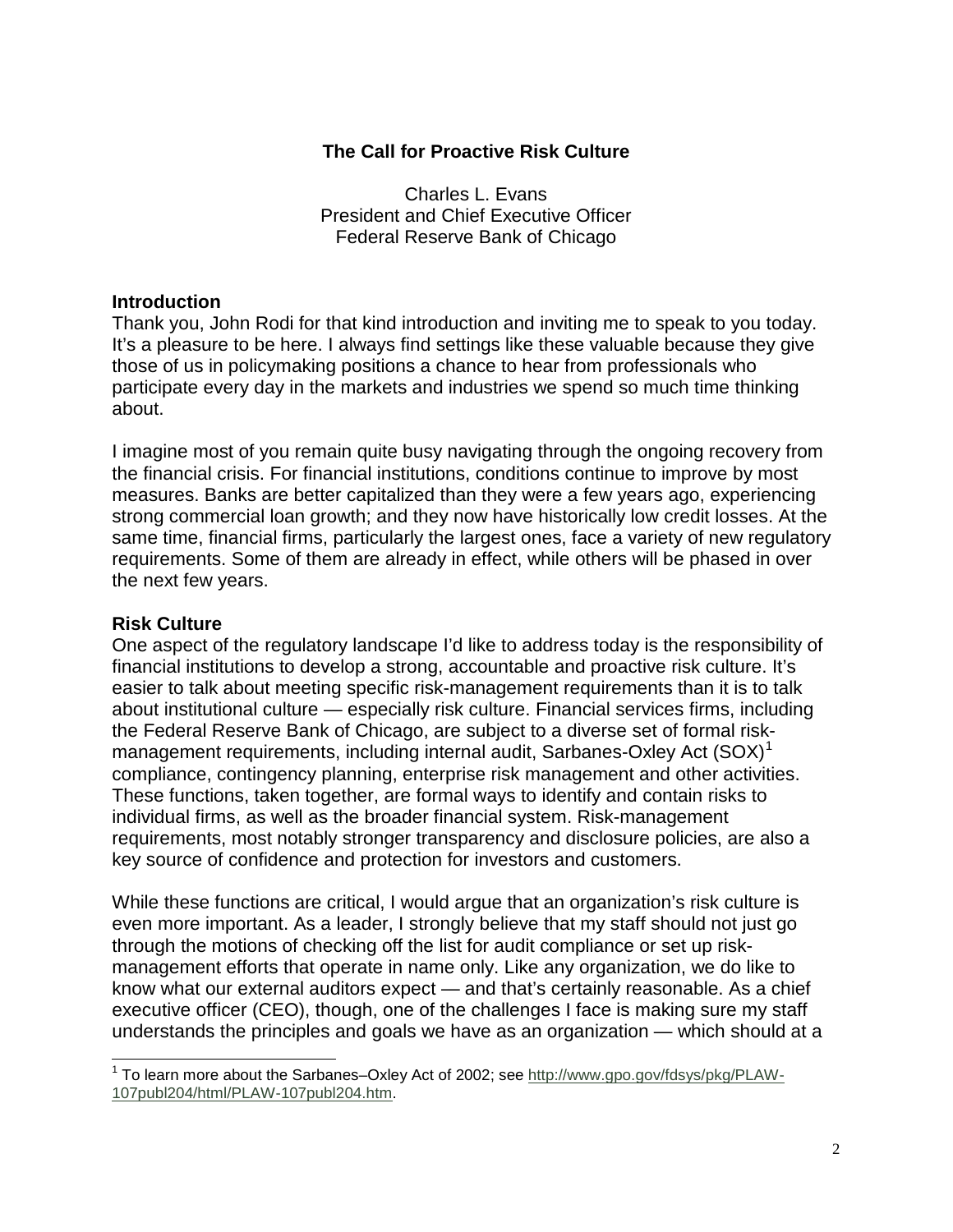## The Call for Proactive Risk Culture

Charles L. Evans
President and Chief Executive Officer
Federal Reserve Bank of Chicago

### Introduction

Thank you, John Rodi for that kind introduction and inviting me to speak to you today. It's a pleasure to be here. I always find settings like these valuable because they give those of us in policymaking positions a chance to hear from professionals who participate every day in the markets and industries we spend so much time thinking about.

I imagine most of you remain quite busy navigating through the ongoing recovery from the financial crisis. For financial institutions, conditions continue to improve by most measures. Banks are better capitalized than they were a few years ago, experiencing strong commercial loan growth; and they now have historically low credit losses. At the same time, financial firms, particularly the largest ones, face a variety of new regulatory requirements. Some of them are already in effect, while others will be phased in over the next few years.

### Risk Culture

One aspect of the regulatory landscape I'd like to address today is the responsibility of financial institutions to develop a strong, accountable and proactive risk culture. It's easier to talk about meeting specific risk-management requirements than it is to talk about institutional culture — especially risk culture. Financial services firms, including the Federal Reserve Bank of Chicago, are subject to a diverse set of formal risk-management requirements, including internal audit, Sarbanes-Oxley Act (SOX)[1] compliance, contingency planning, enterprise risk management and other activities. These functions, taken together, are formal ways to identify and contain risks to individual firms, as well as the broader financial system. Risk-management requirements, most notably stronger transparency and disclosure policies, are also a key source of confidence and protection for investors and customers.

While these functions are critical, I would argue that an organization's risk culture is even more important. As a leader, I strongly believe that my staff should not just go through the motions of checking off the list for audit compliance or set up risk-management efforts that operate in name only. Like any organization, we do like to know what our external auditors expect — and that's certainly reasonable. As a chief executive officer (CEO), though, one of the challenges I face is making sure my staff understands the principles and goals we have as an organization — which should at a

[1] To learn more about the Sarbanes–Oxley Act of 2002; see http://www.gpo.gov/fdsys/pkg/PLAW-107publ204/html/PLAW-107publ204.htm.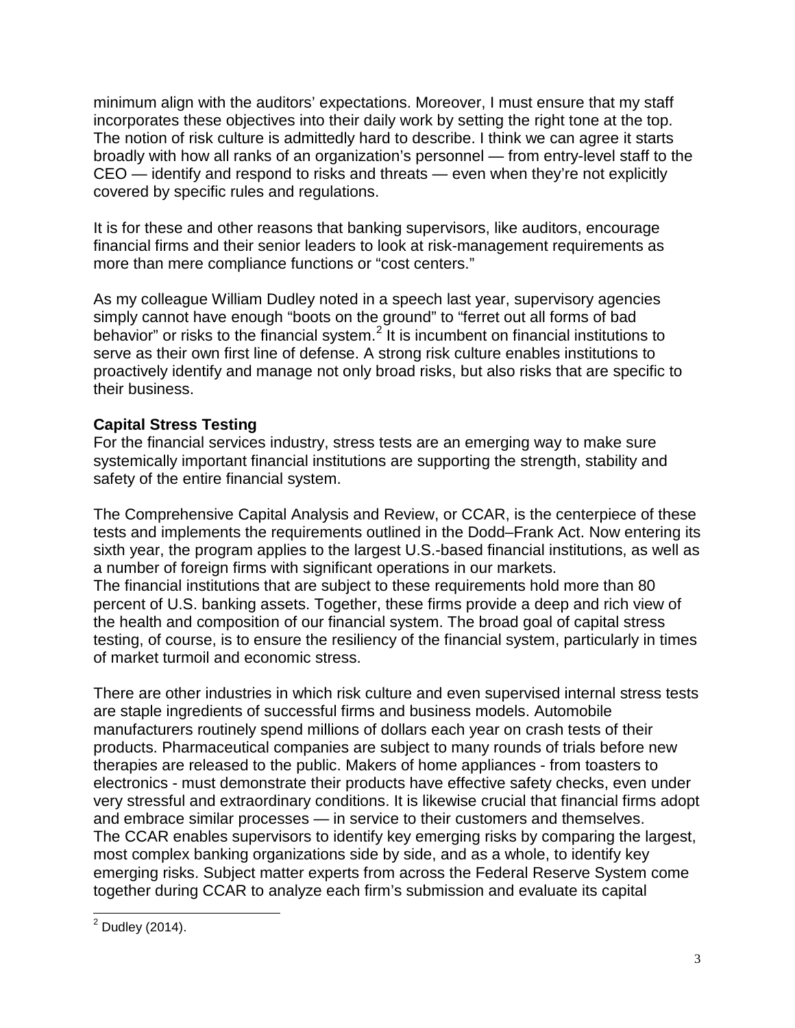minimum align with the auditors' expectations. Moreover, I must ensure that my staff incorporates these objectives into their daily work by setting the right tone at the top. The notion of risk culture is admittedly hard to describe. I think we can agree it starts broadly with how all ranks of an organization's personnel — from entry-level staff to the CEO — identify and respond to risks and threats — even when they're not explicitly covered by specific rules and regulations.

It is for these and other reasons that banking supervisors, like auditors, encourage financial firms and their senior leaders to look at risk-management requirements as more than mere compliance functions or "cost centers."

As my colleague William Dudley noted in a speech last year, supervisory agencies simply cannot have enough "boots on the ground" to "ferret out all forms of bad behavior" or risks to the financial system.[2] It is incumbent on financial institutions to serve as their own first line of defense. A strong risk culture enables institutions to proactively identify and manage not only broad risks, but also risks that are specific to their business.

**Capital Stress Testing**

For the financial services industry, stress tests are an emerging way to make sure systemically important financial institutions are supporting the strength, stability and safety of the entire financial system.

The Comprehensive Capital Analysis and Review, or CCAR, is the centerpiece of these tests and implements the requirements outlined in the Dodd–Frank Act. Now entering its sixth year, the program applies to the largest U.S.-based financial institutions, as well as a number of foreign firms with significant operations in our markets.

The financial institutions that are subject to these requirements hold more than 80 percent of U.S. banking assets. Together, these firms provide a deep and rich view of the health and composition of our financial system. The broad goal of capital stress testing, of course, is to ensure the resiliency of the financial system, particularly in times of market turmoil and economic stress.

There are other industries in which risk culture and even supervised internal stress tests are staple ingredients of successful firms and business models. Automobile manufacturers routinely spend millions of dollars each year on crash tests of their products. Pharmaceutical companies are subject to many rounds of trials before new therapies are released to the public. Makers of home appliances - from toasters to electronics - must demonstrate their products have effective safety checks, even under very stressful and extraordinary conditions. It is likewise crucial that financial firms adopt and embrace similar processes — in service to their customers and themselves.

The CCAR enables supervisors to identify key emerging risks by comparing the largest, most complex banking organizations side by side, and as a whole, to identify key emerging risks. Subject matter experts from across the Federal Reserve System come together during CCAR to analyze each firm's submission and evaluate its capital

[2] Dudley (2014).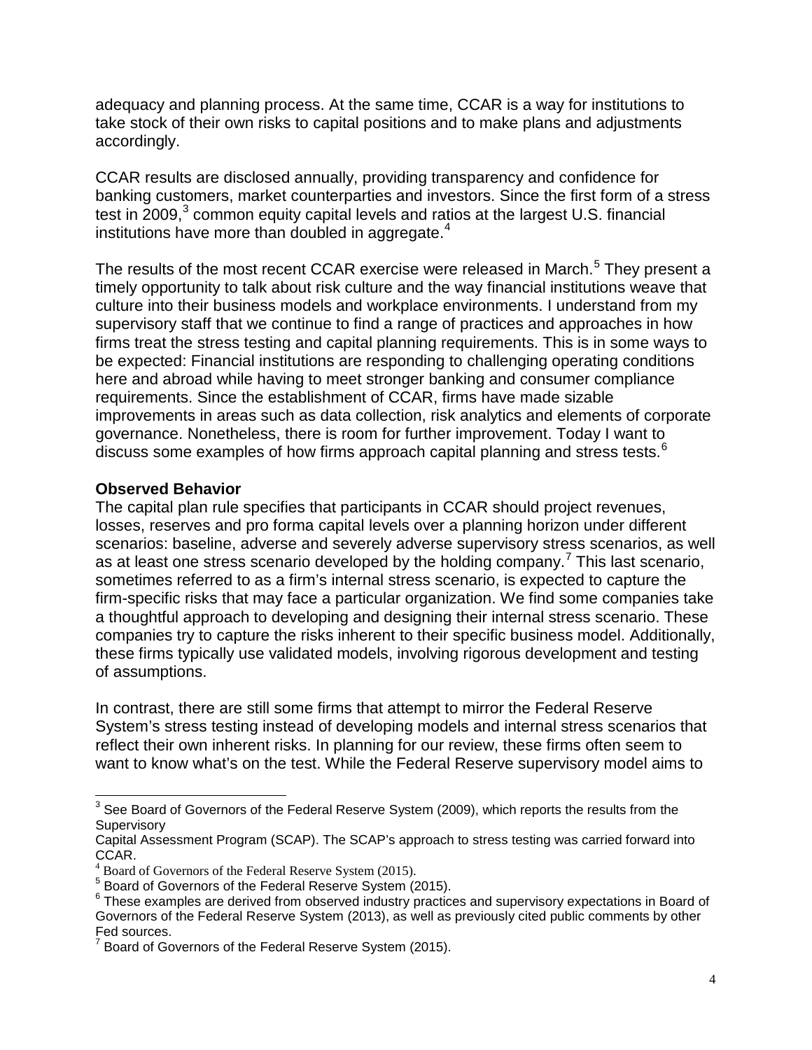adequacy and planning process. At the same time, CCAR is a way for institutions to take stock of their own risks to capital positions and to make plans and adjustments accordingly.

CCAR results are disclosed annually, providing transparency and confidence for banking customers, market counterparties and investors. Since the first form of a stress test in 2009,[3] common equity capital levels and ratios at the largest U.S. financial institutions have more than doubled in aggregate.[4]

The results of the most recent CCAR exercise were released in March.[5] They present a timely opportunity to talk about risk culture and the way financial institutions weave that culture into their business models and workplace environments. I understand from my supervisory staff that we continue to find a range of practices and approaches in how firms treat the stress testing and capital planning requirements. This is in some ways to be expected: Financial institutions are responding to challenging operating conditions here and abroad while having to meet stronger banking and consumer compliance requirements. Since the establishment of CCAR, firms have made sizable improvements in areas such as data collection, risk analytics and elements of corporate governance. Nonetheless, there is room for further improvement. Today I want to discuss some examples of how firms approach capital planning and stress tests.[6]

**Observed Behavior**

The capital plan rule specifies that participants in CCAR should project revenues, losses, reserves and pro forma capital levels over a planning horizon under different scenarios: baseline, adverse and severely adverse supervisory stress scenarios, as well as at least one stress scenario developed by the holding company.[7] This last scenario, sometimes referred to as a firm's internal stress scenario, is expected to capture the firm-specific risks that may face a particular organization. We find some companies take a thoughtful approach to developing and designing their internal stress scenario. These companies try to capture the risks inherent to their specific business model. Additionally, these firms typically use validated models, involving rigorous development and testing of assumptions.

In contrast, there are still some firms that attempt to mirror the Federal Reserve System's stress testing instead of developing models and internal stress scenarios that reflect their own inherent risks. In planning for our review, these firms often seem to want to know what's on the test. While the Federal Reserve supervisory model aims to

---

[3] See Board of Governors of the Federal Reserve System (2009), which reports the results from the Supervisory Capital Assessment Program (SCAP). The SCAP's approach to stress testing was carried forward into CCAR.

[4] Board of Governors of the Federal Reserve System (2015).

[5] Board of Governors of the Federal Reserve System (2015).

[6] These examples are derived from observed industry practices and supervisory expectations in Board of Governors of the Federal Reserve System (2013), as well as previously cited public comments by other Fed sources.

[7] Board of Governors of the Federal Reserve System (2015).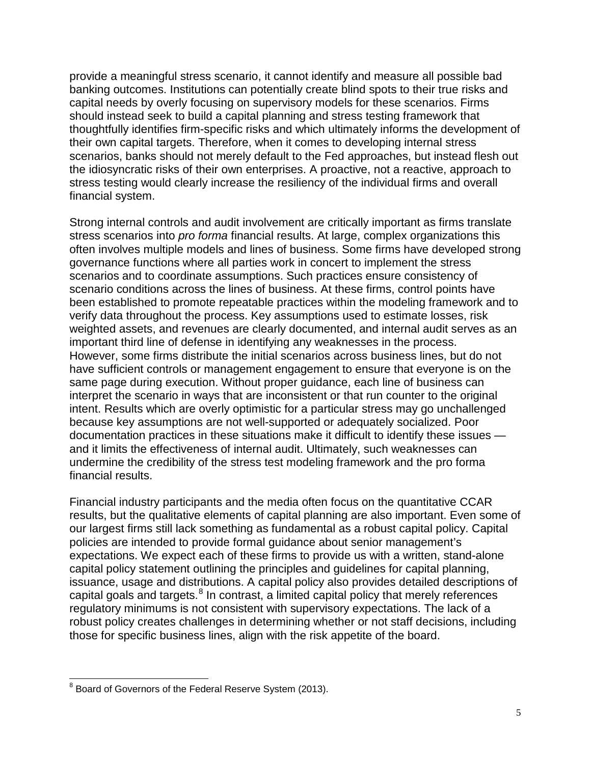provide a meaningful stress scenario, it cannot identify and measure all possible bad banking outcomes. Institutions can potentially create blind spots to their true risks and capital needs by overly focusing on supervisory models for these scenarios. Firms should instead seek to build a capital planning and stress testing framework that thoughtfully identifies firm-specific risks and which ultimately informs the development of their own capital targets. Therefore, when it comes to developing internal stress scenarios, banks should not merely default to the Fed approaches, but instead flesh out the idiosyncratic risks of their own enterprises. A proactive, not a reactive, approach to stress testing would clearly increase the resiliency of the individual firms and overall financial system.

Strong internal controls and audit involvement are critically important as firms translate stress scenarios into *pro forma* financial results. At large, complex organizations this often involves multiple models and lines of business. Some firms have developed strong governance functions where all parties work in concert to implement the stress scenarios and to coordinate assumptions. Such practices ensure consistency of scenario conditions across the lines of business. At these firms, control points have been established to promote repeatable practices within the modeling framework and to verify data throughout the process. Key assumptions used to estimate losses, risk weighted assets, and revenues are clearly documented, and internal audit serves as an important third line of defense in identifying any weaknesses in the process. However, some firms distribute the initial scenarios across business lines, but do not have sufficient controls or management engagement to ensure that everyone is on the same page during execution. Without proper guidance, each line of business can interpret the scenario in ways that are inconsistent or that run counter to the original intent. Results which are overly optimistic for a particular stress may go unchallenged because key assumptions are not well-supported or adequately socialized. Poor documentation practices in these situations make it difficult to identify these issues — and it limits the effectiveness of internal audit. Ultimately, such weaknesses can undermine the credibility of the stress test modeling framework and the pro forma financial results.

Financial industry participants and the media often focus on the quantitative CCAR results, but the qualitative elements of capital planning are also important. Even some of our largest firms still lack something as fundamental as a robust capital policy. Capital policies are intended to provide formal guidance about senior management's expectations. We expect each of these firms to provide us with a written, stand-alone capital policy statement outlining the principles and guidelines for capital planning, issuance, usage and distributions. A capital policy also provides detailed descriptions of capital goals and targets.[8] In contrast, a limited capital policy that merely references regulatory minimums is not consistent with supervisory expectations. The lack of a robust policy creates challenges in determining whether or not staff decisions, including those for specific business lines, align with the risk appetite of the board.

[8] Board of Governors of the Federal Reserve System (2013).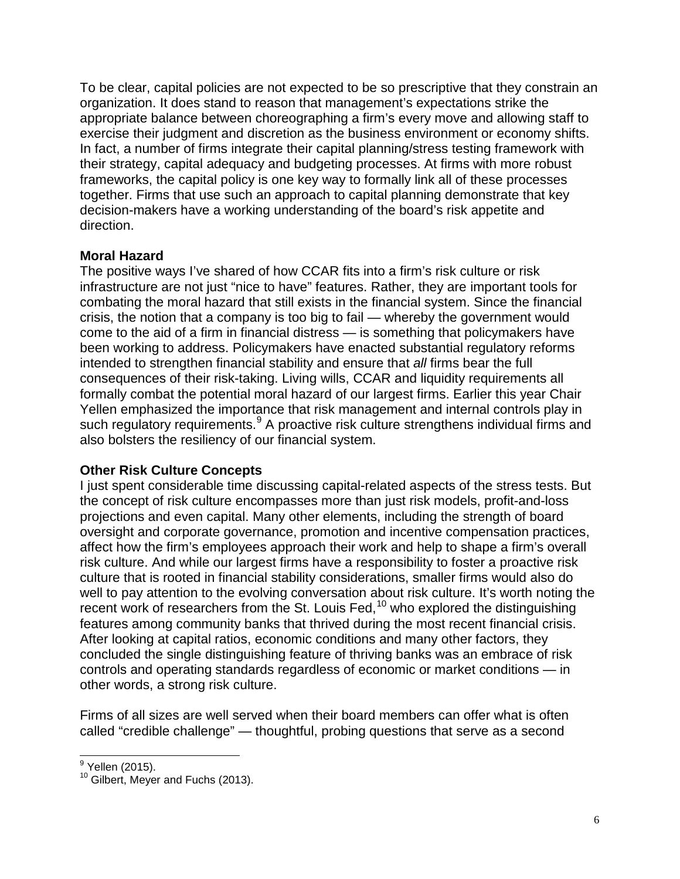To be clear, capital policies are not expected to be so prescriptive that they constrain an organization. It does stand to reason that management's expectations strike the appropriate balance between choreographing a firm's every move and allowing staff to exercise their judgment and discretion as the business environment or economy shifts. In fact, a number of firms integrate their capital planning/stress testing framework with their strategy, capital adequacy and budgeting processes. At firms with more robust frameworks, the capital policy is one key way to formally link all of these processes together. Firms that use such an approach to capital planning demonstrate that key decision-makers have a working understanding of the board's risk appetite and direction.

**Moral Hazard**

The positive ways I've shared of how CCAR fits into a firm's risk culture or risk infrastructure are not just "nice to have" features. Rather, they are important tools for combating the moral hazard that still exists in the financial system. Since the financial crisis, the notion that a company is too big to fail — whereby the government would come to the aid of a firm in financial distress — is something that policymakers have been working to address. Policymakers have enacted substantial regulatory reforms intended to strengthen financial stability and ensure that *all* firms bear the full consequences of their risk-taking. Living wills, CCAR and liquidity requirements all formally combat the potential moral hazard of our largest firms. Earlier this year Chair Yellen emphasized the importance that risk management and internal controls play in such regulatory requirements.[9] A proactive risk culture strengthens individual firms and also bolsters the resiliency of our financial system.

**Other Risk Culture Concepts**

I just spent considerable time discussing capital-related aspects of the stress tests. But the concept of risk culture encompasses more than just risk models, profit-and-loss projections and even capital. Many other elements, including the strength of board oversight and corporate governance, promotion and incentive compensation practices, affect how the firm's employees approach their work and help to shape a firm's overall risk culture. And while our largest firms have a responsibility to foster a proactive risk culture that is rooted in financial stability considerations, smaller firms would also do well to pay attention to the evolving conversation about risk culture. It's worth noting the recent work of researchers from the St. Louis Fed,[10] who explored the distinguishing features among community banks that thrived during the most recent financial crisis. After looking at capital ratios, economic conditions and many other factors, they concluded the single distinguishing feature of thriving banks was an embrace of risk controls and operating standards regardless of economic or market conditions — in other words, a strong risk culture.

Firms of all sizes are well served when their board members can offer what is often called "credible challenge" — thoughtful, probing questions that serve as a second

[9] Yellen (2015).

[10] Gilbert, Meyer and Fuchs (2013).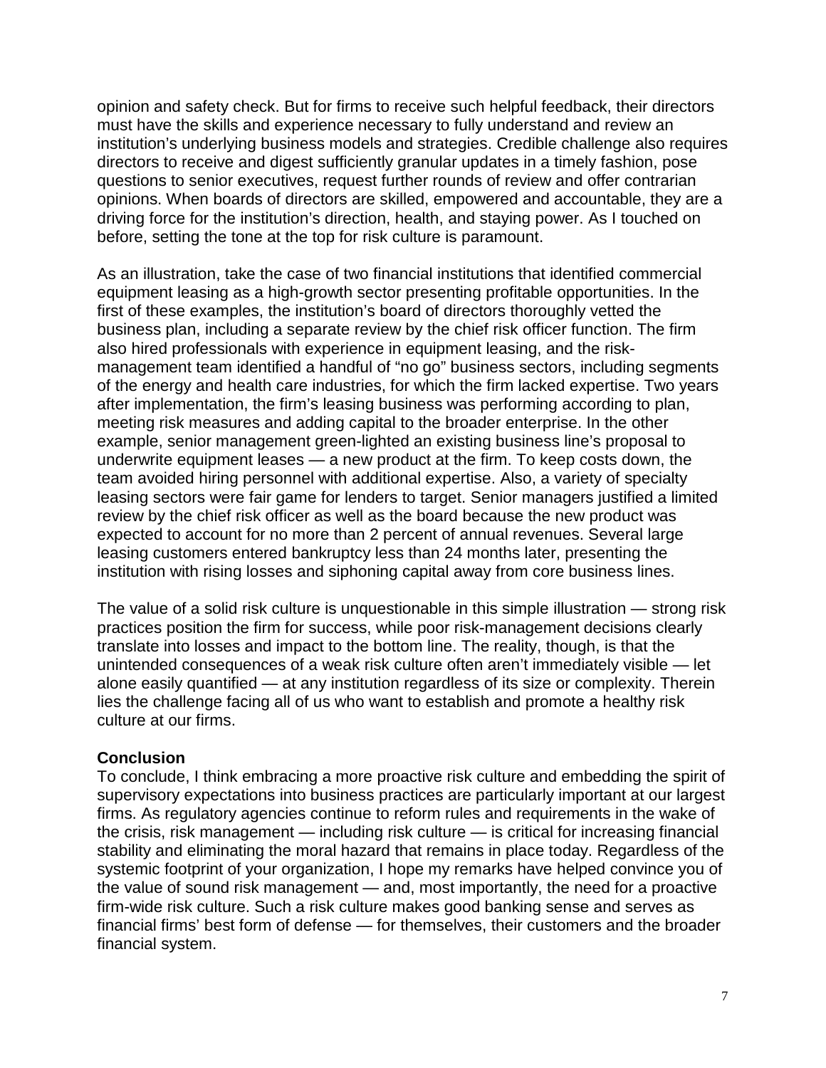opinion and safety check. But for firms to receive such helpful feedback, their directors must have the skills and experience necessary to fully understand and review an institution's underlying business models and strategies. Credible challenge also requires directors to receive and digest sufficiently granular updates in a timely fashion, pose questions to senior executives, request further rounds of review and offer contrarian opinions. When boards of directors are skilled, empowered and accountable, they are a driving force for the institution's direction, health, and staying power. As I touched on before, setting the tone at the top for risk culture is paramount.

As an illustration, take the case of two financial institutions that identified commercial equipment leasing as a high-growth sector presenting profitable opportunities. In the first of these examples, the institution's board of directors thoroughly vetted the business plan, including a separate review by the chief risk officer function. The firm also hired professionals with experience in equipment leasing, and the risk-management team identified a handful of "no go" business sectors, including segments of the energy and health care industries, for which the firm lacked expertise. Two years after implementation, the firm's leasing business was performing according to plan, meeting risk measures and adding capital to the broader enterprise. In the other example, senior management green-lighted an existing business line's proposal to underwrite equipment leases — a new product at the firm. To keep costs down, the team avoided hiring personnel with additional expertise. Also, a variety of specialty leasing sectors were fair game for lenders to target. Senior managers justified a limited review by the chief risk officer as well as the board because the new product was expected to account for no more than 2 percent of annual revenues. Several large leasing customers entered bankruptcy less than 24 months later, presenting the institution with rising losses and siphoning capital away from core business lines.

The value of a solid risk culture is unquestionable in this simple illustration — strong risk practices position the firm for success, while poor risk-management decisions clearly translate into losses and impact to the bottom line. The reality, though, is that the unintended consequences of a weak risk culture often aren't immediately visible — let alone easily quantified — at any institution regardless of its size or complexity. Therein lies the challenge facing all of us who want to establish and promote a healthy risk culture at our firms.

**Conclusion**

To conclude, I think embracing a more proactive risk culture and embedding the spirit of supervisory expectations into business practices are particularly important at our largest firms. As regulatory agencies continue to reform rules and requirements in the wake of the crisis, risk management — including risk culture — is critical for increasing financial stability and eliminating the moral hazard that remains in place today. Regardless of the systemic footprint of your organization, I hope my remarks have helped convince you of the value of sound risk management — and, most importantly, the need for a proactive firm-wide risk culture. Such a risk culture makes good banking sense and serves as financial firms' best form of defense — for themselves, their customers and the broader financial system.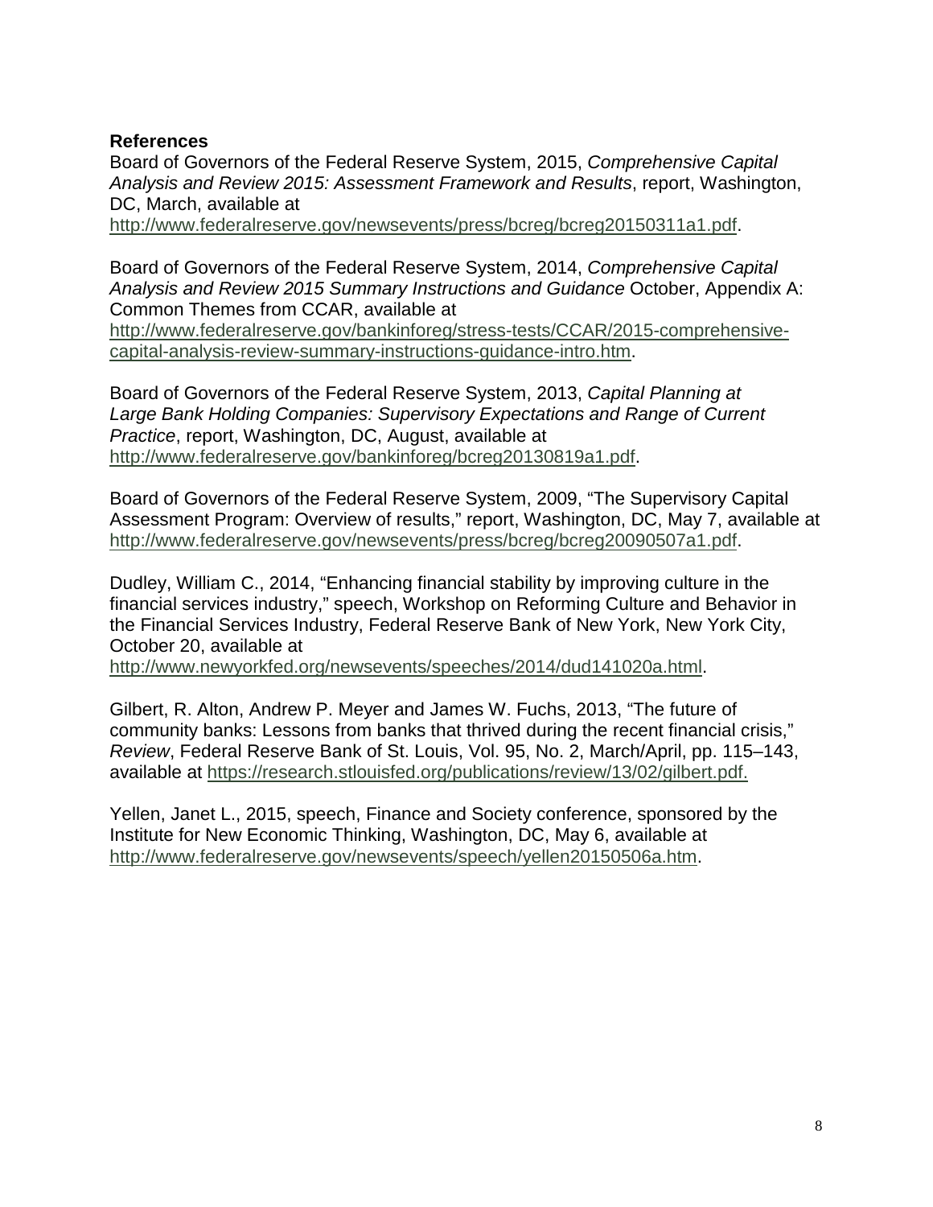**References**

Board of Governors of the Federal Reserve System, 2015, *Comprehensive Capital Analysis and Review 2015: Assessment Framework and Results*, report, Washington, DC, March, available at http://www.federalreserve.gov/newsevents/press/bcreg/bcreg20150311a1.pdf.

Board of Governors of the Federal Reserve System, 2014, *Comprehensive Capital Analysis and Review 2015 Summary Instructions and Guidance* October, Appendix A: Common Themes from CCAR, available at http://www.federalreserve.gov/bankinforeg/stress-tests/CCAR/2015-comprehensive-capital-analysis-review-summary-instructions-guidance-intro.htm.

Board of Governors of the Federal Reserve System, 2013, *Capital Planning at Large Bank Holding Companies: Supervisory Expectations and Range of Current Practice*, report, Washington, DC, August, available at http://www.federalreserve.gov/bankinforeg/bcreg20130819a1.pdf.

Board of Governors of the Federal Reserve System, 2009, "The Supervisory Capital Assessment Program: Overview of results," report, Washington, DC, May 7, available at http://www.federalreserve.gov/newsevents/press/bcreg/bcreg20090507a1.pdf.

Dudley, William C., 2014, "Enhancing financial stability by improving culture in the financial services industry," speech, Workshop on Reforming Culture and Behavior in the Financial Services Industry, Federal Reserve Bank of New York, New York City, October 20, available at http://www.newyorkfed.org/newsevents/speeches/2014/dud141020a.html.

Gilbert, R. Alton, Andrew P. Meyer and James W. Fuchs, 2013, "The future of community banks: Lessons from banks that thrived during the recent financial crisis," *Review*, Federal Reserve Bank of St. Louis, Vol. 95, No. 2, March/April, pp. 115–143, available at https://research.stlouisfed.org/publications/review/13/02/gilbert.pdf.

Yellen, Janet L., 2015, speech, Finance and Society conference, sponsored by the Institute for New Economic Thinking, Washington, DC, May 6, available at http://www.federalreserve.gov/newsevents/speech/yellen20150506a.htm.